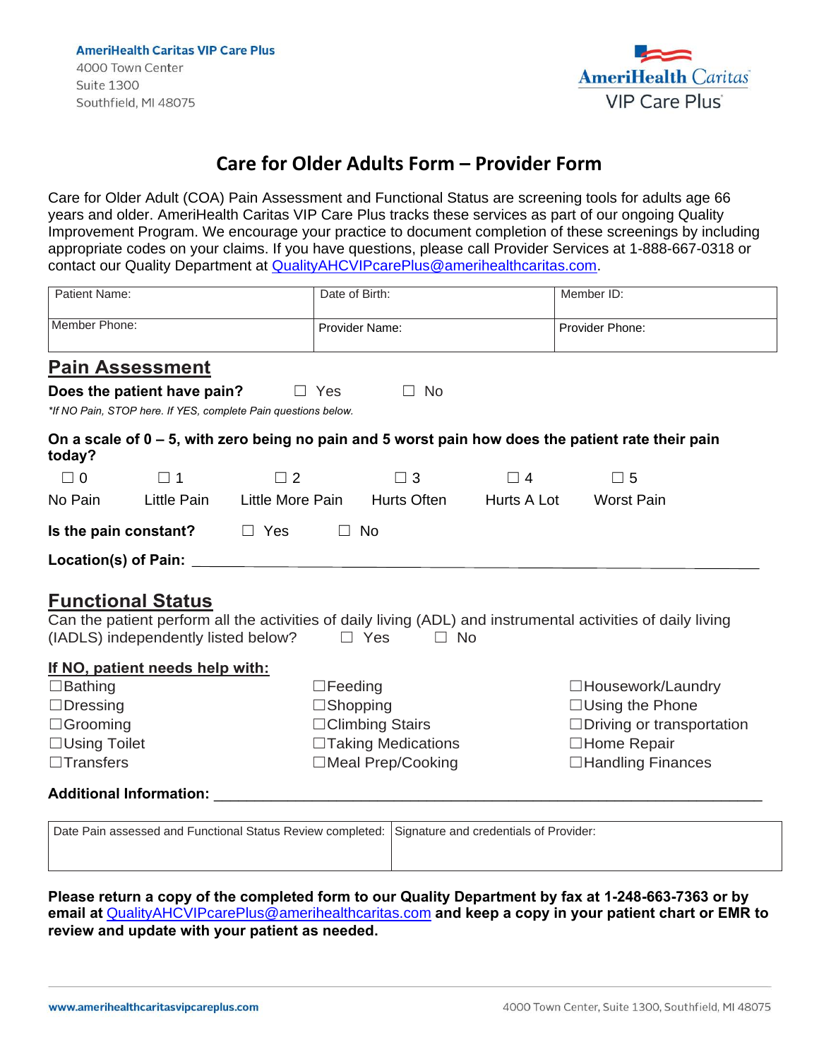**AmeriHealth Caritas VIP Care Plus**
4000 Town Center
Suite 1300
Southfield, MI 48075

AmeriHealth Caritas VIP Care Plus

# Care for Older Adults Form – Provider Form

Care for Older Adult (COA) Pain Assessment and Functional Status are screening tools for adults age 66 years and older. AmeriHealth Caritas VIP Care Plus tracks these services as part of our ongoing Quality Improvement Program. We encourage your practice to document completion of these screenings by including appropriate codes on your claims. If you have questions, please call Provider Services at 1-888-667-0318 or contact our Quality Department at QualityAHCVIPcarePlus@amerihealthcaritas.com.

| Patient Name: | Date of Birth: | Member ID: |
|---|---|---|
| Member Phone: | Provider Name: | Provider Phone: |

## Pain Assessment

**Does the patient have pain?** ☐ Yes ☐ No

*\*If NO Pain, STOP here. If YES, complete Pain questions below.*

**On a scale of 0 – 5, with zero being no pain and 5 worst pain how does the patient rate their pain today?**

| ☐ 0 | ☐ 1 | ☐ 2 | ☐ 3 | ☐ 4 | ☐ 5 |
|---|---|---|---|---|---|
| No Pain | Little Pain | Little More Pain | Hurts Often | Hurts A Lot | Worst Pain |

**Is the pain constant?** ☐ Yes ☐ No

**Location(s) of Pain:** ______________________________________________

## Functional Status

Can the patient perform all the activities of daily living (ADL) and instrumental activities of daily living (IADLS) independently listed below? ☐ Yes ☐ No

**If NO, patient needs help with:**

| | | |
|---|---|---|
| ☐Bathing | ☐Feeding | ☐Housework/Laundry |
| ☐Dressing | ☐Shopping | ☐Using the Phone |
| ☐Grooming | ☐Climbing Stairs | ☐Driving or transportation |
| ☐Using Toilet | ☐Taking Medications | ☐Home Repair |
| ☐Transfers | ☐Meal Prep/Cooking | ☐Handling Finances |

**Additional Information:** ______________________________________________

| Date Pain assessed and Functional Status Review completed: | Signature and credentials of Provider: |
|---|---|
| | |

**Please return a copy of the completed form to our Quality Department by fax at 1-248-663-7363 or by email at QualityAHCVIPcarePlus@amerihealthcaritas.com and keep a copy in your patient chart or EMR to review and update with your patient as needed.**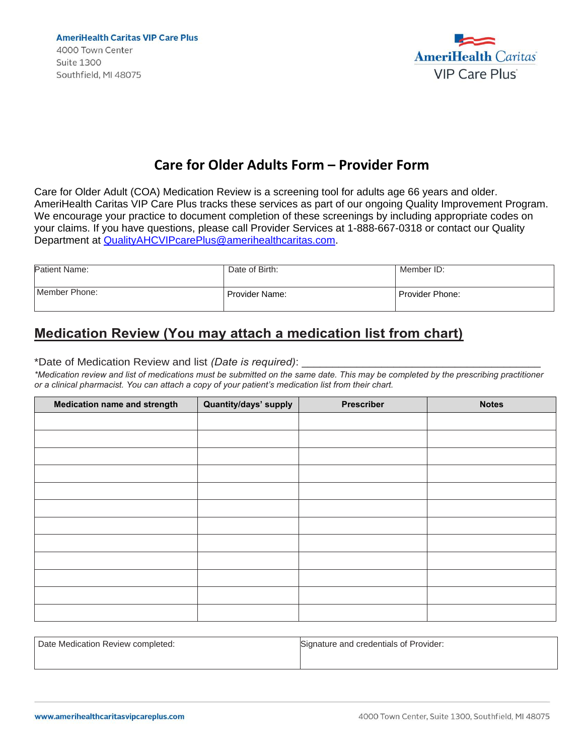AmeriHealth Caritas VIP Care Plus
4000 Town Center
Suite 1300
Southfield, MI 48075

AmeriHealth Caritas VIP Care Plus

# Care for Older Adults Form – Provider Form

Care for Older Adult (COA) Medication Review is a screening tool for adults age 66 years and older. AmeriHealth Caritas VIP Care Plus tracks these services as part of our ongoing Quality Improvement Program. We encourage your practice to document completion of these screenings by including appropriate codes on your claims. If you have questions, please call Provider Services at 1-888-667-0318 or contact our Quality Department at QualityAHCVIPcarePlus@amerihealthcaritas.com.

| Patient Name: | Date of Birth: | Member ID: |
|---|---|---|
| Member Phone: | Provider Name: | Provider Phone: |

## Medication Review (You may attach a medication list from chart)

*Date of Medication Review and list *(Date is required)*: ______________________________________

*\*Medication review and list of medications must be submitted on the same date. This may be completed by the prescribing practitioner or a clinical pharmacist. You can attach a copy of your patient's medication list from their chart.*

| Medication name and strength | Quantity/days' supply | Prescriber | Notes |
|---|---|---|---|
| | | | |
| | | | |
| | | | |
| | | | |
| | | | |
| | | | |
| | | | |
| | | | |
| | | | |
| | | | |
| | | | |
| | | | |

| Date Medication Review completed: | Signature and credentials of Provider: |
|---|---|
| | |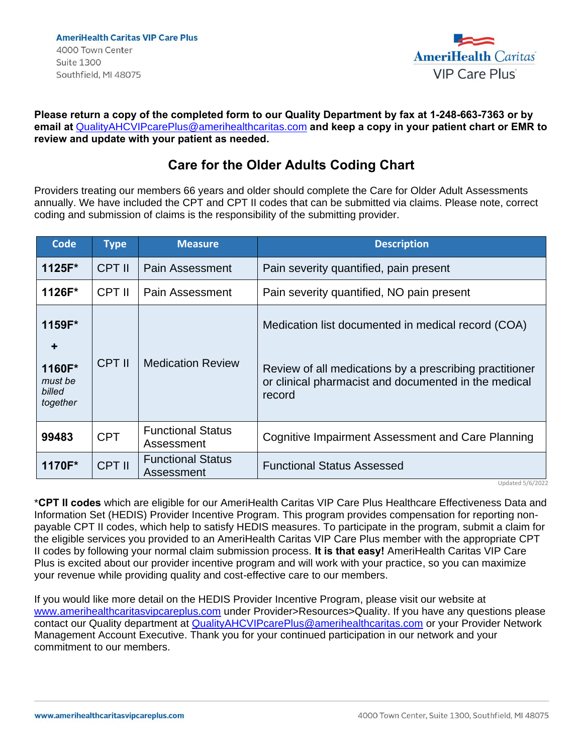AmeriHealth Caritas VIP Care Plus
4000 Town Center
Suite 1300
Southfield, MI 48075

AmeriHealth Caritas VIP Care Plus

**Please return a copy of the completed form to our Quality Department by fax at 1-248-663-7363 or by email at QualityAHCVIPcarePlus@amerihealthcaritas.com and keep a copy in your patient chart or EMR to review and update with your patient as needed.**

## Care for the Older Adults Coding Chart

Providers treating our members 66 years and older should complete the Care for Older Adult Assessments annually. We have included the CPT and CPT II codes that can be submitted via claims. Please note, correct coding and submission of claims is the responsibility of the submitting provider.

| Code | Type | Measure | Description |
|---|---|---|---|
| **1125F*** | CPT II | Pain Assessment | Pain severity quantified, pain present |
| **1126F*** | CPT II | Pain Assessment | Pain severity quantified, NO pain present |
| **1159F*** **+** **1160F*** *must be billed together* | CPT II | Medication Review | Medication list documented in medical record (COA)<br><br>Review of all medications by a prescribing practitioner or clinical pharmacist and documented in the medical record |
| **99483** | CPT | Functional Status Assessment | Cognitive Impairment Assessment and Care Planning |
| **1170F*** | CPT II | Functional Status Assessment | Functional Status Assessed |

Updated 5/6/2022

***CPT II codes** which are eligible for our AmeriHealth Caritas VIP Care Plus Healthcare Effectiveness Data and Information Set (HEDIS) Provider Incentive Program. This program provides compensation for reporting non-payable CPT II codes, which help to satisfy HEDIS measures. To participate in the program, submit a claim for the eligible services you provided to an AmeriHealth Caritas VIP Care Plus member with the appropriate CPT II codes by following your normal claim submission process. **It is that easy!** AmeriHealth Caritas VIP Care Plus is excited about our provider incentive program and will work with your practice, so you can maximize your revenue while providing quality and cost-effective care to our members.

If you would like more detail on the HEDIS Provider Incentive Program, please visit our website at www.amerihealthcaritasvipcareplus.com under Provider>Resources>Quality. If you have any questions please contact our Quality department at QualityAHCVIPcarePlus@amerihealthcaritas.com or your Provider Network Management Account Executive. Thank you for your continued participation in our network and your commitment to our members.